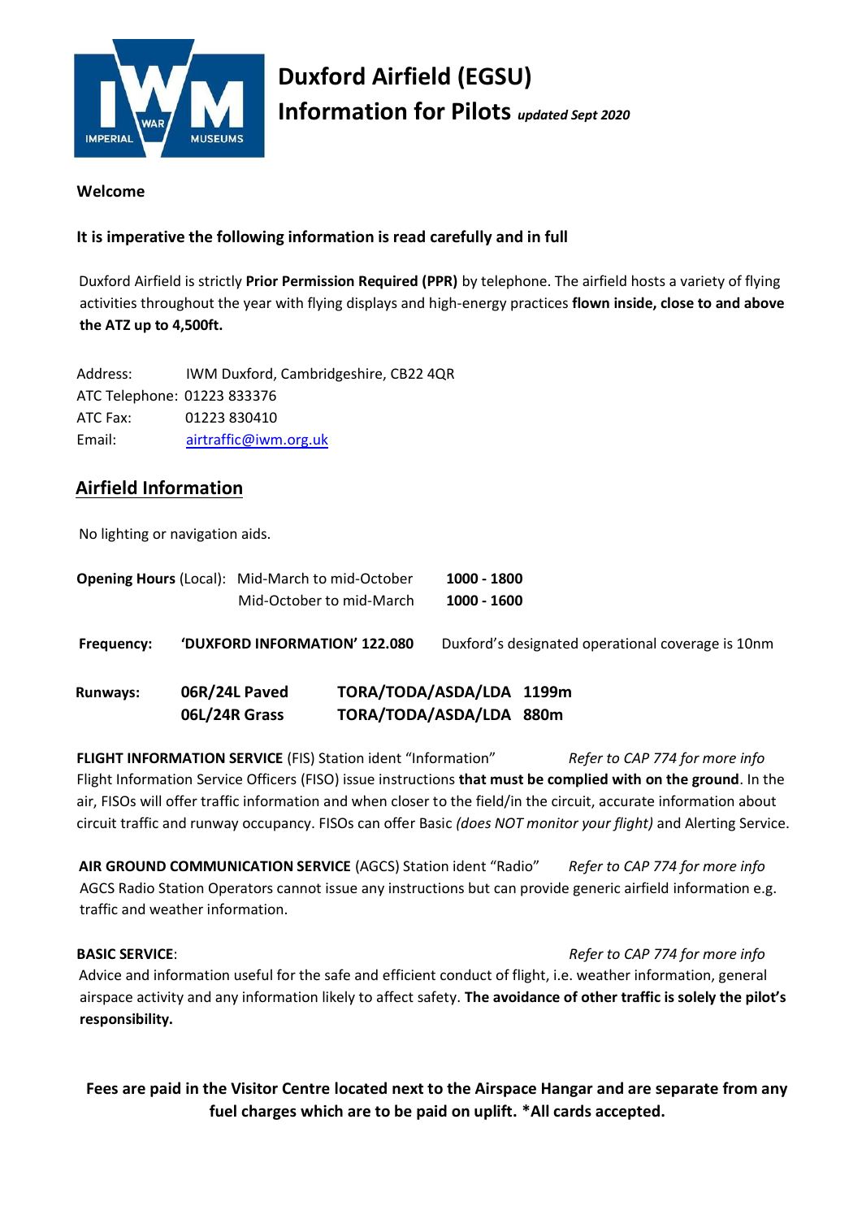# Duxford Airfield (EGSU)

## Information for Pilots *updated Sept 2020*

**Welcome**

**It is imperative the following information is read carefully and in full**

Duxford Airfield is strictly **Prior Permission Required (PPR)** by telephone. The airfield hosts a variety of flying activities throughout the year with flying displays and high-energy practices **flown inside, close to and above the ATZ up to 4,500ft.**

Address: IWM Duxford, Cambridgeshire, CB22 4QR
ATC Telephone: 01223 833376
ATC Fax: 01223 830410
Email: airtraffic@iwm.org.uk

## Airfield Information

No lighting or navigation aids.

**Opening Hours** (Local):

| | |
|---|---|
| Mid-March to mid-October | **1000 - 1800** |
| Mid-October to mid-March | **1000 - 1600** |

**Frequency:** **'DUXFORD INFORMATION' 122.080** Duxford's designated operational coverage is 10nm

**Runways:**

| | | |
|---|---|---|
| **06R/24L Paved** | **TORA/TODA/ASDA/LDA** | **1199m** |
| **06L/24R Grass** | **TORA/TODA/ASDA/LDA** | **880m** |

**FLIGHT INFORMATION SERVICE** (FIS) Station ident "Information" *Refer to CAP 774 for more info*
Flight Information Service Officers (FISO) issue instructions **that must be complied with on the ground**. In the air, FISOs will offer traffic information and when closer to the field/in the circuit, accurate information about circuit traffic and runway occupancy. FISOs can offer Basic *(does NOT monitor your flight)* and Alerting Service.

**AIR GROUND COMMUNICATION SERVICE** (AGCS) Station ident "Radio" *Refer to CAP 774 for more info*
AGCS Radio Station Operators cannot issue any instructions but can provide generic airfield information e.g. traffic and weather information.

**BASIC SERVICE**: *Refer to CAP 774 for more info*
Advice and information useful for the safe and efficient conduct of flight, i.e. weather information, general airspace activity and any information likely to affect safety. **The avoidance of other traffic is solely the pilot's responsibility.**

**Fees are paid in the Visitor Centre located next to the Airspace Hangar and are separate from any fuel charges which are to be paid on uplift. *All cards accepted.**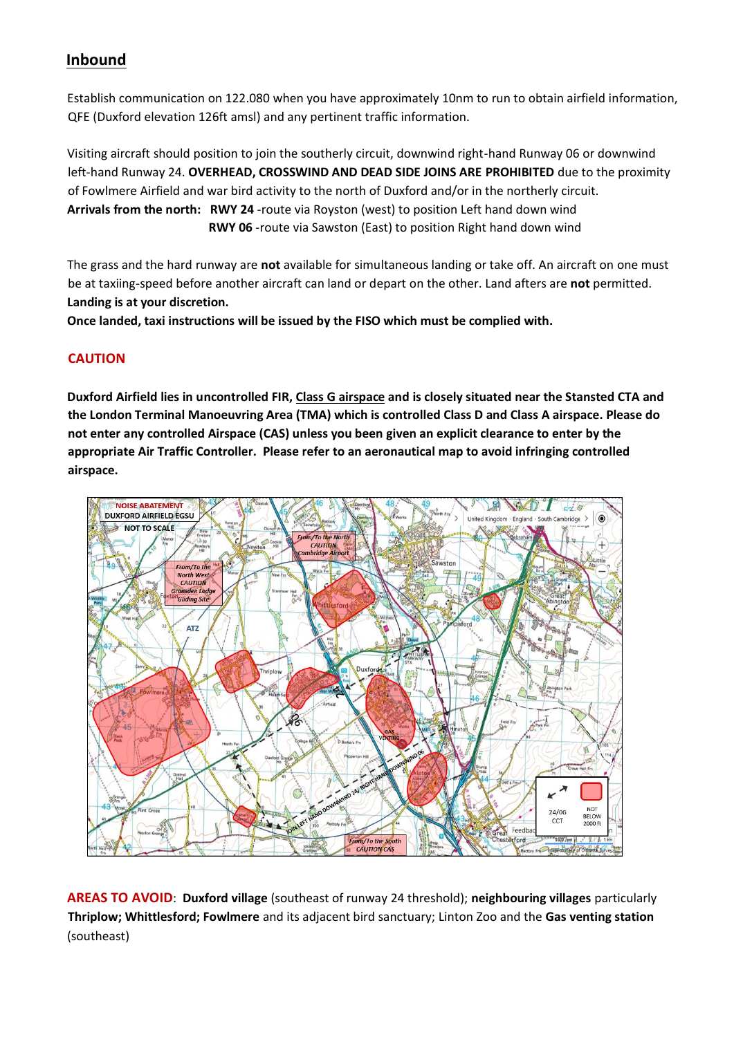## Inbound

Establish communication on 122.080 when you have approximately 10nm to run to obtain airfield information, QFE (Duxford elevation 126ft amsl) and any pertinent traffic information.

Visiting aircraft should position to join the southerly circuit, downwind right-hand Runway 06 or downwind left-hand Runway 24. **OVERHEAD, CROSSWIND AND DEAD SIDE JOINS ARE PROHIBITED** due to the proximity of Fowlmere Airfield and war bird activity to the north of Duxford and/or in the northerly circuit.

**Arrivals from the north:** **RWY 24** -route via Royston (west) to position Left hand down wind
**RWY 06** -route via Sawston (East) to position Right hand down wind

The grass and the hard runway are **not** available for simultaneous landing or take off. An aircraft on one must be at taxiing-speed before another aircraft can land or depart on the other. Land afters are **not** permitted.
**Landing is at your discretion.**
**Once landed, taxi instructions will be issued by the FISO which must be complied with.**

### CAUTION

**Duxford Airfield lies in uncontrolled FIR, Class G airspace and is closely situated near the Stansted CTA and the London Terminal Manoeuvring Area (TMA) which is controlled Class D and Class A airspace. Please do not enter any controlled Airspace (CAS) unless you been given an explicit clearance to enter by the appropriate Air Traffic Controller. Please refer to an aeronautical map to avoid infringing controlled airspace.**

**AREAS TO AVOID**: **Duxford village** (southeast of runway 24 threshold); **neighbouring villages** particularly **Thriplow; Whittlesford; Fowlmere** and its adjacent bird sanctuary; Linton Zoo and the **Gas venting station** (southeast)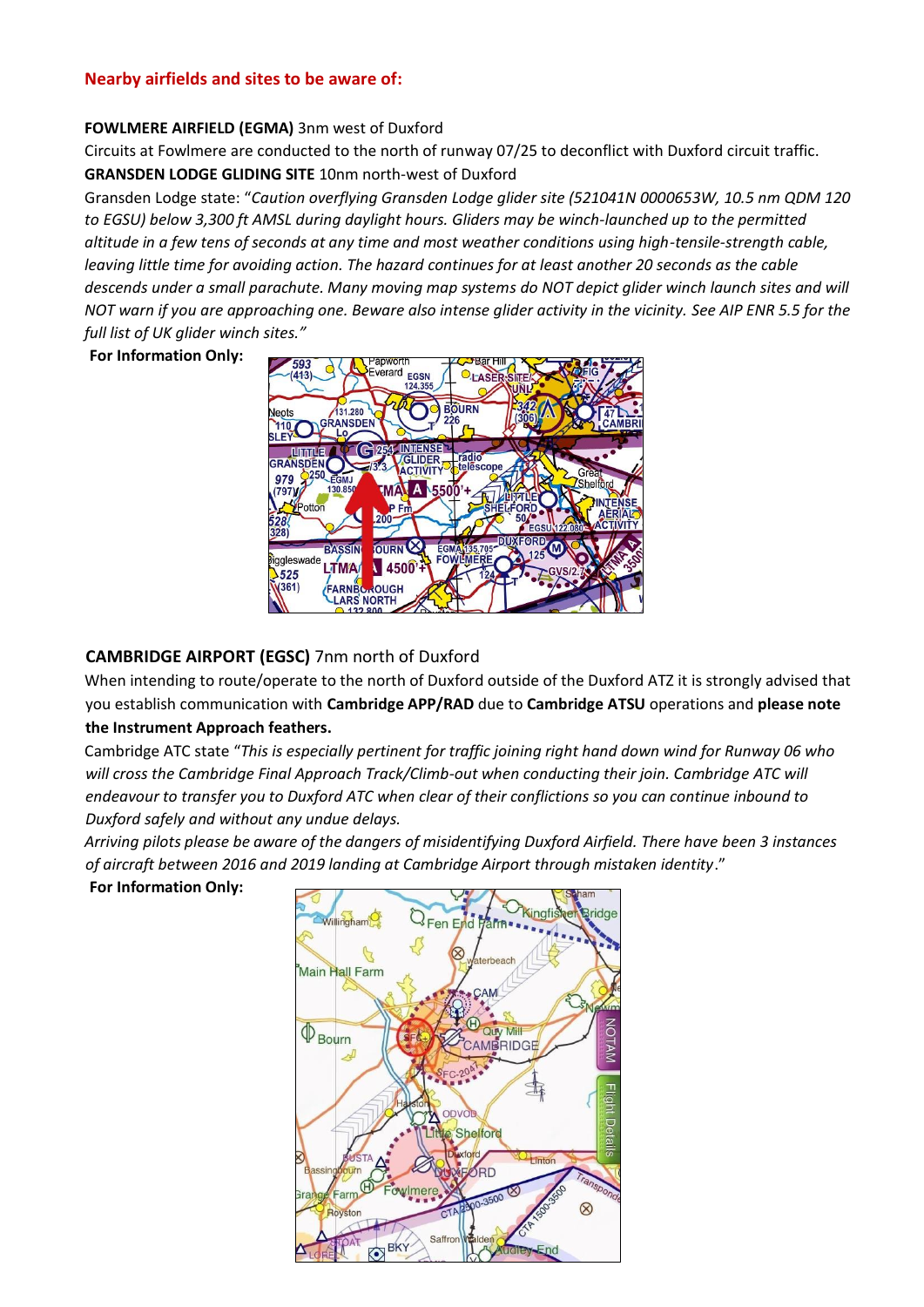**Nearby airfields and sites to be aware of:**

**FOWLMERE AIRFIELD (EGMA)** 3nm west of Duxford

Circuits at Fowlmere are conducted to the north of runway 07/25 to deconflict with Duxford circuit traffic.

**GRANSDEN LODGE GLIDING SITE** 10nm north-west of Duxford

Gransden Lodge state: "*Caution overflying Gransden Lodge glider site (521041N 0000653W, 10.5 nm QDM 120 to EGSU) below 3,300 ft AMSL during daylight hours. Gliders may be winch-launched up to the permitted altitude in a few tens of seconds at any time and most weather conditions using high-tensile-strength cable, leaving little time for avoiding action. The hazard continues for at least another 20 seconds as the cable descends under a small parachute. Many moving map systems do NOT depict glider winch launch sites and will NOT warn if you are approaching one. Beware also intense glider activity in the vicinity. See AIP ENR 5.5 for the full list of UK glider winch sites.*"

**For Information Only:**

**CAMBRIDGE AIRPORT (EGSC)** 7nm north of Duxford

When intending to route/operate to the north of Duxford outside of the Duxford ATZ it is strongly advised that you establish communication with **Cambridge APP/RAD** due to **Cambridge ATSU** operations and **please note the Instrument Approach feathers.**

Cambridge ATC state "*This is especially pertinent for traffic joining right hand down wind for Runway 06 who will cross the Cambridge Final Approach Track/Climb-out when conducting their join. Cambridge ATC will endeavour to transfer you to Duxford ATC when clear of their conflictions so you can continue inbound to Duxford safely and without any undue delays.*

*Arriving pilots please be aware of the dangers of misidentifying Duxford Airfield. There have been 3 instances of aircraft between 2016 and 2019 landing at Cambridge Airport through mistaken identity*."

**For Information Only:**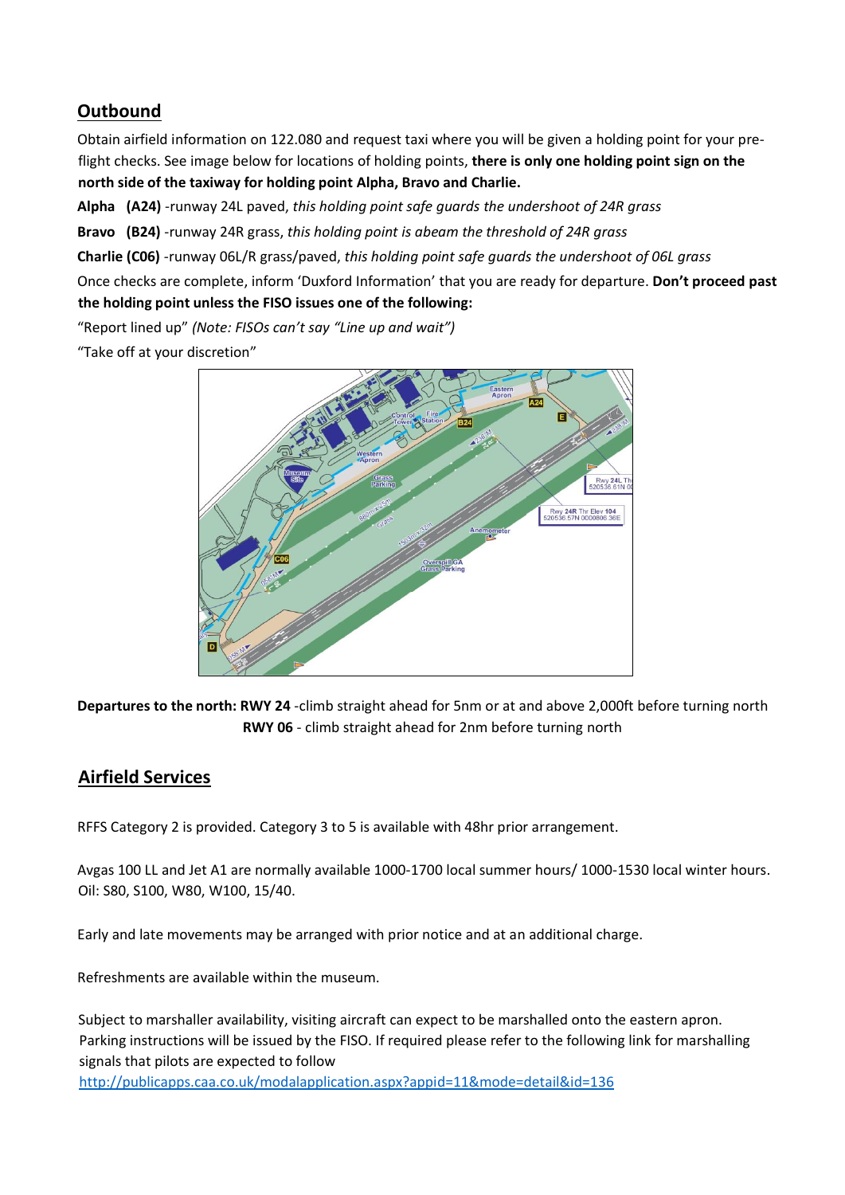## Outbound

Obtain airfield information on 122.080 and request taxi where you will be given a holding point for your pre-flight checks. See image below for locations of holding points, **there is only one holding point sign on the north side of the taxiway for holding point Alpha, Bravo and Charlie.**

**Alpha (A24)** -runway 24L paved, *this holding point safe guards the undershoot of 24R grass*

**Bravo (B24)** -runway 24R grass, *this holding point is abeam the threshold of 24R grass*

**Charlie (C06)** -runway 06L/R grass/paved, *this holding point safe guards the undershoot of 06L grass*

Once checks are complete, inform 'Duxford Information' that you are ready for departure. **Don't proceed past the holding point unless the FISO issues one of the following:**

"Report lined up" *(Note: FISOs can't say "Line up and wait")*

"Take off at your discretion"

**Departures to the north: RWY 24** -climb straight ahead for 5nm or at and above 2,000ft before turning north

**RWY 06** - climb straight ahead for 2nm before turning north

## Airfield Services

RFFS Category 2 is provided. Category 3 to 5 is available with 48hr prior arrangement.

Avgas 100 LL and Jet A1 are normally available 1000-1700 local summer hours/ 1000-1530 local winter hours. Oil: S80, S100, W80, W100, 15/40.

Early and late movements may be arranged with prior notice and at an additional charge.

Refreshments are available within the museum.

Subject to marshaller availability, visiting aircraft can expect to be marshalled onto the eastern apron. Parking instructions will be issued by the FISO. If required please refer to the following link for marshalling signals that pilots are expected to follow

http://publicapps.caa.co.uk/modalapplication.aspx?appid=11&mode=detail&id=136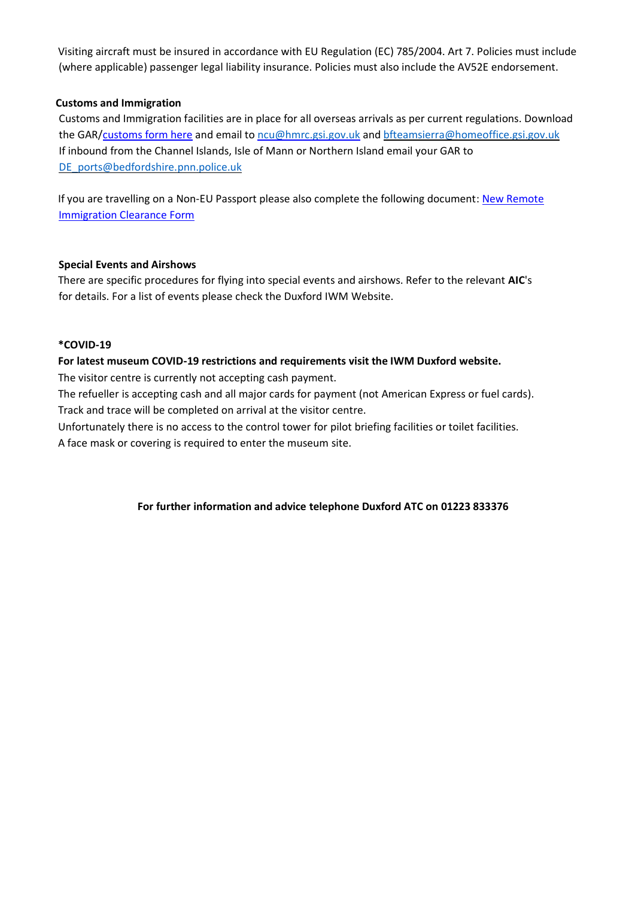Visiting aircraft must be insured in accordance with EU Regulation (EC) 785/2004. Art 7. Policies must include (where applicable) passenger legal liability insurance. Policies must also include the AV52E endorsement.

**Customs and Immigration**

Customs and Immigration facilities are in place for all overseas arrivals as per current regulations. Download the GAR/customs form here and email to ncu@hmrc.gsi.gov.uk and bfteamsierra@homeoffice.gsi.gov.uk
If inbound from the Channel Islands, Isle of Mann or Northern Island email your GAR to DE_ports@bedfordshire.pnn.police.uk

If you are travelling on a Non-EU Passport please also complete the following document: New Remote Immigration Clearance Form

**Special Events and Airshows**

There are specific procedures for flying into special events and airshows. Refer to the relevant **AIC**'s for details. For a list of events please check the Duxford IWM Website.

**\*COVID-19**

**For latest museum COVID-19 restrictions and requirements visit the IWM Duxford website.**

The visitor centre is currently not accepting cash payment.
The refueller is accepting cash and all major cards for payment (not American Express or fuel cards).
Track and trace will be completed on arrival at the visitor centre.
Unfortunately there is no access to the control tower for pilot briefing facilities or toilet facilities.
A face mask or covering is required to enter the museum site.

**For further information and advice telephone Duxford ATC on 01223 833376**